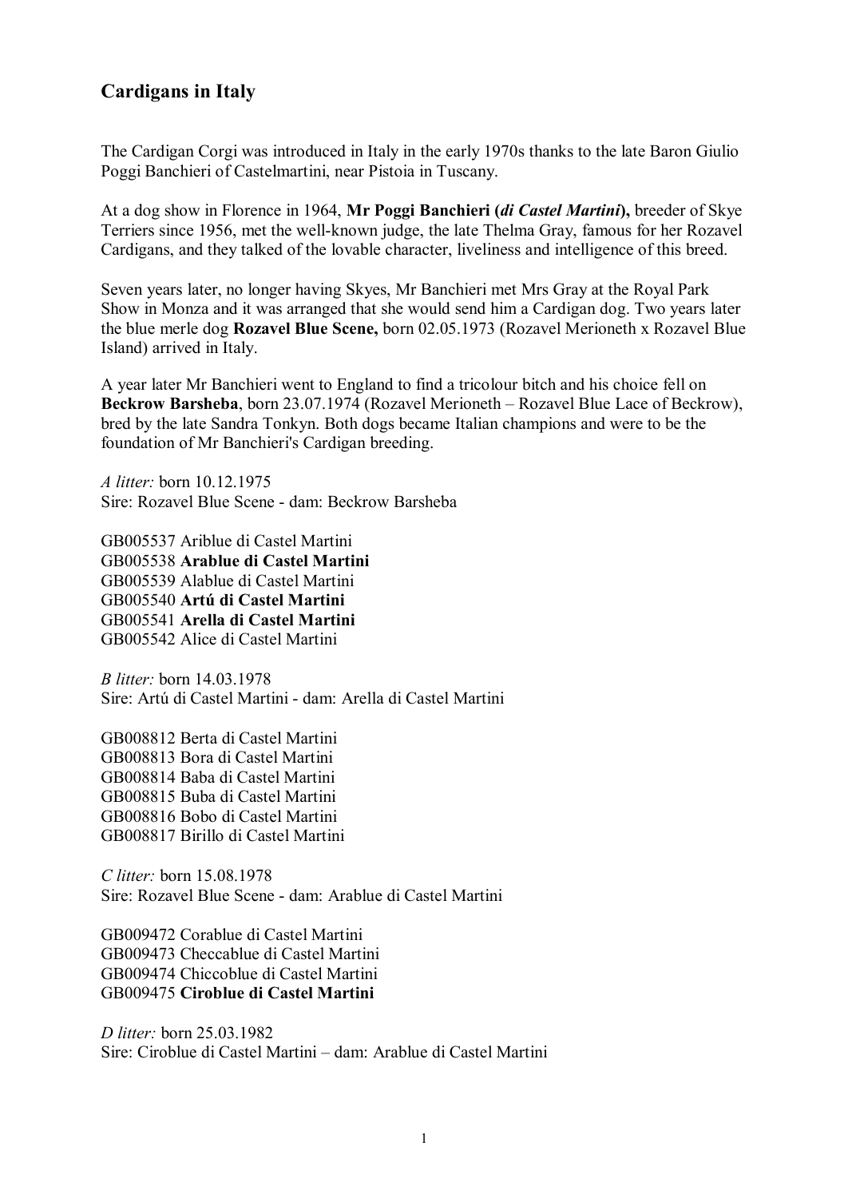# Cardigans in Italy

The Cardigan Corgi was introduced in Italy in the early 1970s thanks to the late Baron Giulio Poggi Banchieri of Castelmartini, near Pistoia in Tuscany.

At a dog show in Florence in 1964, **Mr Poggi Banchieri (*di Castel Martini*),** breeder of Skye Terriers since 1956, met the well-known judge, the late Thelma Gray, famous for her Rozavel Cardigans, and they talked of the lovable character, liveliness and intelligence of this breed.

Seven years later, no longer having Skyes, Mr Banchieri met Mrs Gray at the Royal Park Show in Monza and it was arranged that she would send him a Cardigan dog. Two years later the blue merle dog **Rozavel Blue Scene,** born 02.05.1973 (Rozavel Merioneth x Rozavel Blue Island) arrived in Italy.

A year later Mr Banchieri went to England to find a tricolour bitch and his choice fell on **Beckrow Barsheba**, born 23.07.1974 (Rozavel Merioneth – Rozavel Blue Lace of Beckrow), bred by the late Sandra Tonkyn. Both dogs became Italian champions and were to be the foundation of Mr Banchieri's Cardigan breeding.

*A litter:* born 10.12.1975
Sire: Rozavel Blue Scene - dam: Beckrow Barsheba

GB005537 Ariblue di Castel Martini
GB005538 **Arablue di Castel Martini**
GB005539 Alablue di Castel Martini
GB005540 **Artú di Castel Martini**
GB005541 **Arella di Castel Martini**
GB005542 Alice di Castel Martini

*B litter:* born 14.03.1978
Sire: Artú di Castel Martini - dam: Arella di Castel Martini

GB008812 Berta di Castel Martini
GB008813 Bora di Castel Martini
GB008814 Baba di Castel Martini
GB008815 Buba di Castel Martini
GB008816 Bobo di Castel Martini
GB008817 Birillo di Castel Martini

*C litter:* born 15.08.1978
Sire: Rozavel Blue Scene - dam: Arablue di Castel Martini

GB009472 Corablue di Castel Martini
GB009473 Checcablue di Castel Martini
GB009474 Chiccoblue di Castel Martini
GB009475 **Ciroblue di Castel Martini**

*D litter:* born 25.03.1982
Sire: Ciroblue di Castel Martini – dam: Arablue di Castel Martini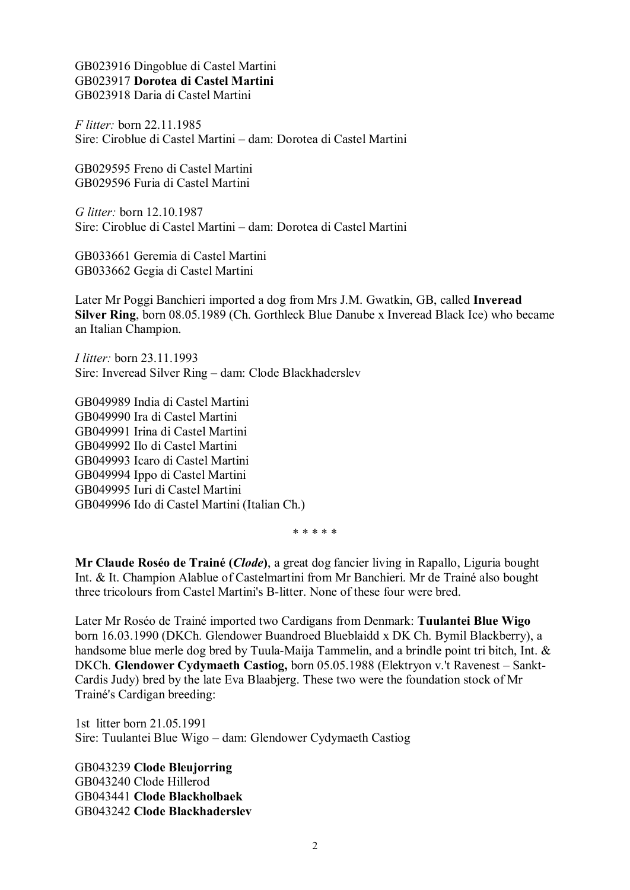GB023916 Dingoblue di Castel Martini
GB023917 **Dorotea di Castel Martini**
GB023918 Daria di Castel Martini

*F litter:* born 22.11.1985
Sire: Ciroblue di Castel Martini – dam: Dorotea di Castel Martini

GB029595 Freno di Castel Martini
GB029596 Furia di Castel Martini

*G litter:* born 12.10.1987
Sire: Ciroblue di Castel Martini – dam: Dorotea di Castel Martini

GB033661 Geremia di Castel Martini
GB033662 Gegia di Castel Martini

Later Mr Poggi Banchieri imported a dog from Mrs J.M. Gwatkin, GB, called **Inveread Silver Ring**, born 08.05.1989 (Ch. Gorthleck Blue Danube x Inveread Black Ice) who became an Italian Champion.

*I litter:* born 23.11.1993
Sire: Inveread Silver Ring – dam: Clode Blackhaderslev

GB049989 India di Castel Martini
GB049990 Ira di Castel Martini
GB049991 Irina di Castel Martini
GB049992 Ilo di Castel Martini
GB049993 Icaro di Castel Martini
GB049994 Ippo di Castel Martini
GB049995 Iuri di Castel Martini
GB049996 Ido di Castel Martini (Italian Ch.)

* * * * *

**Mr Claude Roséo de Trainé (*Clode*)**, a great dog fancier living in Rapallo, Liguria bought Int. & It. Champion Alablue of Castelmartini from Mr Banchieri. Mr de Trainé also bought three tricolours from Castel Martini's B-litter. None of these four were bred.

Later Mr Roséo de Trainé imported two Cardigans from Denmark: **Tuulantei Blue Wigo** born 16.03.1990 (DKCh. Glendower Buandroed Blueblaidd x DK Ch. Bymil Blackberry), a handsome blue merle dog bred by Tuula-Maija Tammelin, and a brindle point tri bitch, Int. & DKCh. **Glendower Cydymaeth Castiog,** born 05.05.1988 (Elektryon v.'t Ravenest – Sankt-Cardis Judy) bred by the late Eva Blaabjerg. These two were the foundation stock of Mr Trainé's Cardigan breeding:

1st litter born 21.05.1991
Sire: Tuulantei Blue Wigo – dam: Glendower Cydymaeth Castiog

GB043239 **Clode Bleujorring**
GB043240 Clode Hillerod
GB043441 **Clode Blackholbaek**
GB043242 **Clode Blackhaderslev**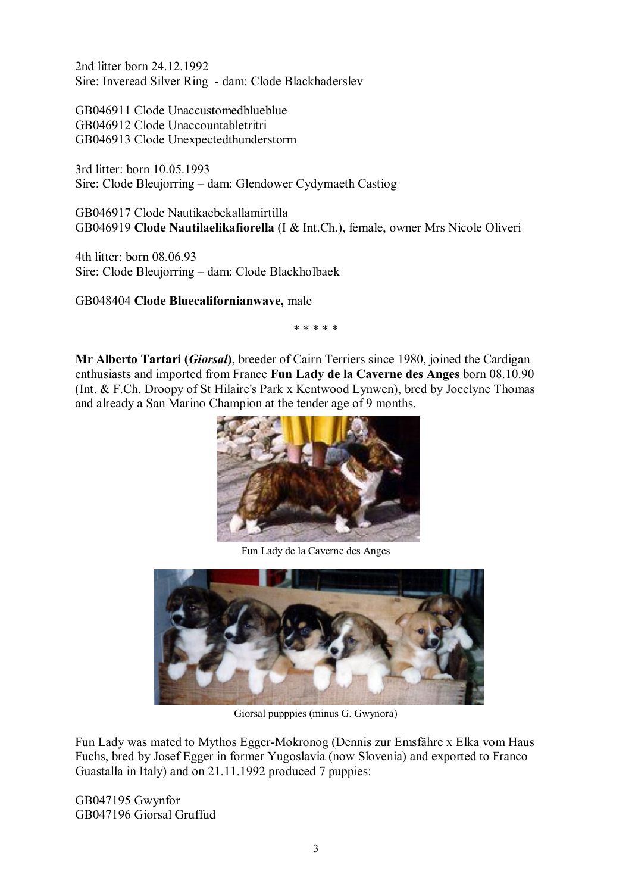2nd litter born 24.12.1992
Sire: Inveread Silver Ring - dam: Clode Blackhaderslev

GB046911 Clode Unaccustomedblueblue
GB046912 Clode Unaccountabletritri
GB046913 Clode Unexpectedthunderstorm

3rd litter: born 10.05.1993
Sire: Clode Bleujorring – dam: Glendower Cydymaeth Castiog

GB046917 Clode Nautikaebekallamirtilla
GB046919 **Clode Nautilaelikafiorella** (I & Int.Ch.), female, owner Mrs Nicole Oliveri

4th litter: born 08.06.93
Sire: Clode Bleujorring – dam: Clode Blackholbaek

GB048404 **Clode Bluecalifornianwave,** male

\* \* \* \* \*

**Mr Alberto Tartari (*Giorsal*)**, breeder of Cairn Terriers since 1980, joined the Cardigan enthusiasts and imported from France **Fun Lady de la Caverne des Anges** born 08.10.90 (Int. & F.Ch. Droopy of St Hilaire's Park x Kentwood Lynwen), bred by Jocelyne Thomas and already a San Marino Champion at the tender age of 9 months.

Fun Lady de la Caverne des Anges

Giorsal pupppies (minus G. Gwynora)

Fun Lady was mated to Mythos Egger-Mokronog (Dennis zur Emsfähre x Elka vom Haus Fuchs, bred by Josef Egger in former Yugoslavia (now Slovenia) and exported to Franco Guastalla in Italy) and on 21.11.1992 produced 7 puppies:

GB047195 Gwynfor
GB047196 Giorsal Gruffud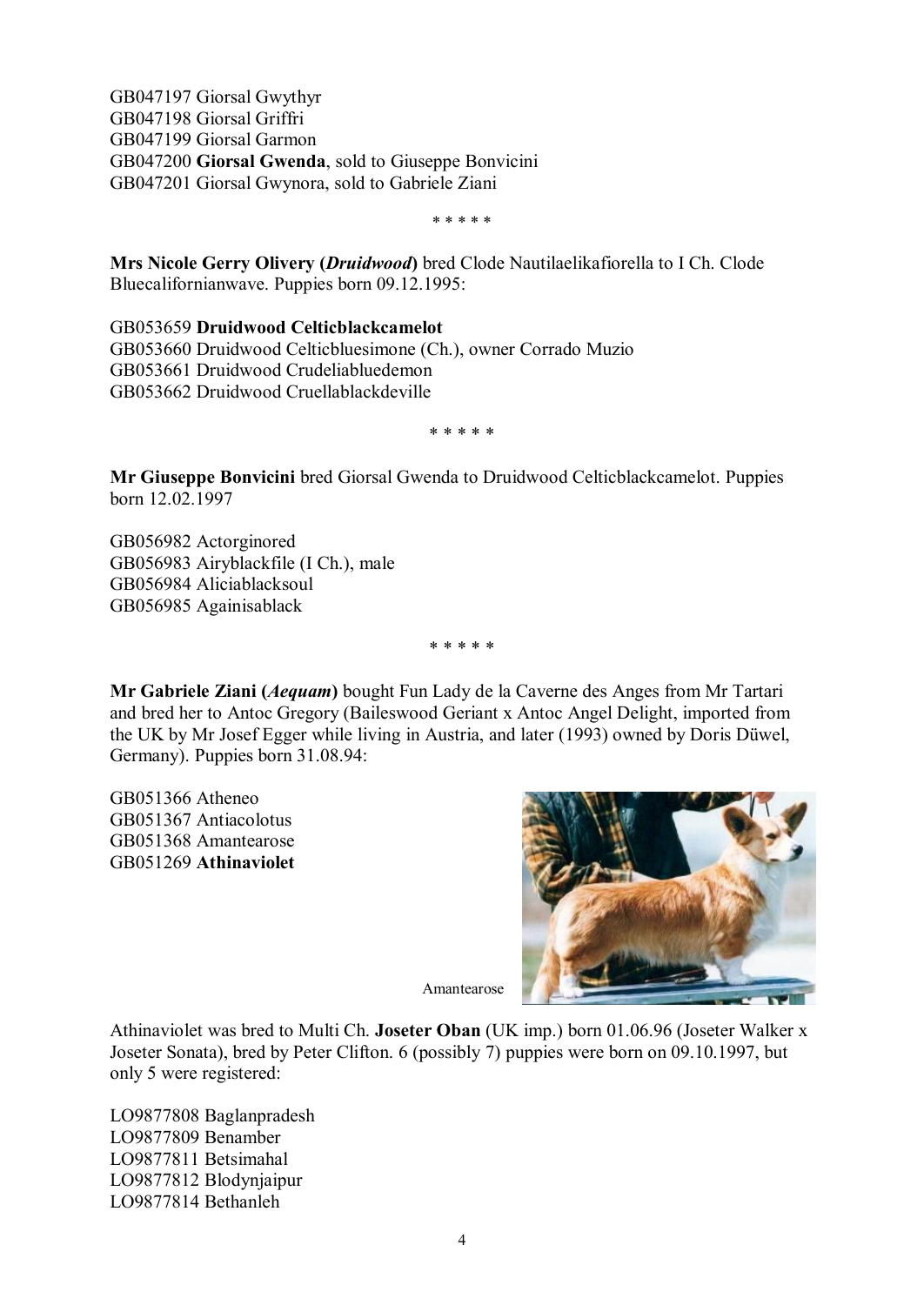GB047197 Giorsal Gwythyr  
GB047198 Giorsal Griffri  
GB047199 Giorsal Garmon  
GB047200 **Giorsal Gwenda**, sold to Giuseppe Bonvicini  
GB047201 Giorsal Gwynora, sold to Gabriele Ziani

\* \* \* \* \*

**Mrs Nicole Gerry Olivery (*Druidwood*)** bred Clode Nautilaelikafiorella to I Ch. Clode Bluecalifornianwave. Puppies born 09.12.1995:

GB053659 **Druidwood Celticblackcamelot**  
GB053660 Druidwood Celticbluesimone (Ch.), owner Corrado Muzio  
GB053661 Druidwood Crudeliabluedemon  
GB053662 Druidwood Cruellablackdeville

\* \* \* \* \*

**Mr Giuseppe Bonvicini** bred Giorsal Gwenda to Druidwood Celticblackcamelot. Puppies born 12.02.1997

GB056982 Actorginored  
GB056983 Airyblackfile (I Ch.), male  
GB056984 Aliciablacksoul  
GB056985 Againisablack

\* \* \* \* \*

**Mr Gabriele Ziani (*Aequam*)** bought Fun Lady de la Caverne des Anges from Mr Tartari and bred her to Antoc Gregory (Baileswood Geriant x Antoc Angel Delight, imported from the UK by Mr Josef Egger while living in Austria, and later (1993) owned by Doris Düwel, Germany). Puppies born 31.08.94:

GB051366 Atheneo  
GB051367 Antiacolotus  
GB051368 Amantearose  
GB051269 **Athinaviolet**

Amantearose

Athinaviolet was bred to Multi Ch. **Joseter Oban** (UK imp.) born 01.06.96 (Joseter Walker x Joseter Sonata), bred by Peter Clifton. 6 (possibly 7) puppies were born on 09.10.1997, but only 5 were registered:

LO9877808 Baglanpradesh  
LO9877809 Benamber  
LO9877811 Betsimahal  
LO9877812 Blodynjaipur  
LO9877814 Bethanleh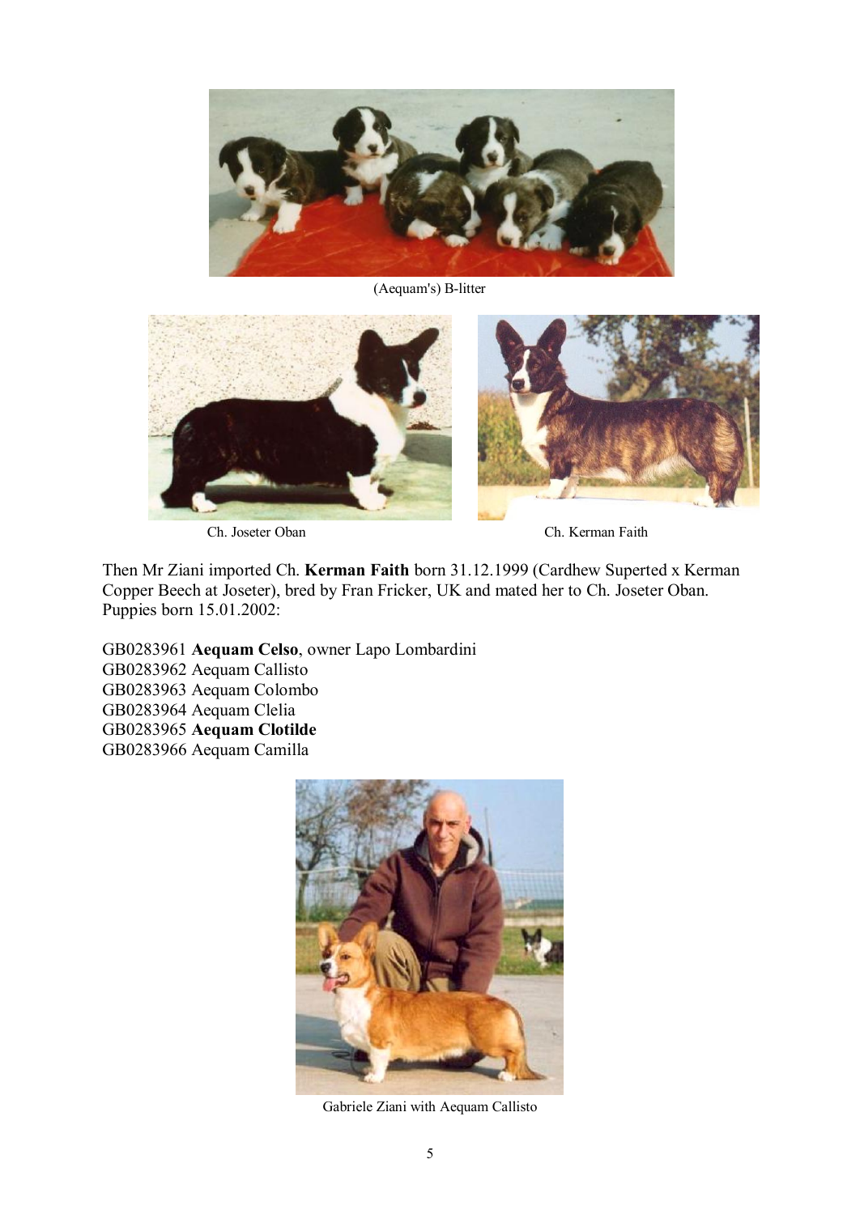(Aequam's) B-litter

Ch. Joseter Oban

Ch. Kerman Faith

Then Mr Ziani imported Ch. **Kerman Faith** born 31.12.1999 (Cardhew Superted x Kerman Copper Beech at Joseter), bred by Fran Fricker, UK and mated her to Ch. Joseter Oban. Puppies born 15.01.2002:

GB0283961 **Aequam Celso**, owner Lapo Lombardini
GB0283962 Aequam Callisto
GB0283963 Aequam Colombo
GB0283964 Aequam Clelia
GB0283965 **Aequam Clotilde**
GB0283966 Aequam Camilla

Gabriele Ziani with Aequam Callisto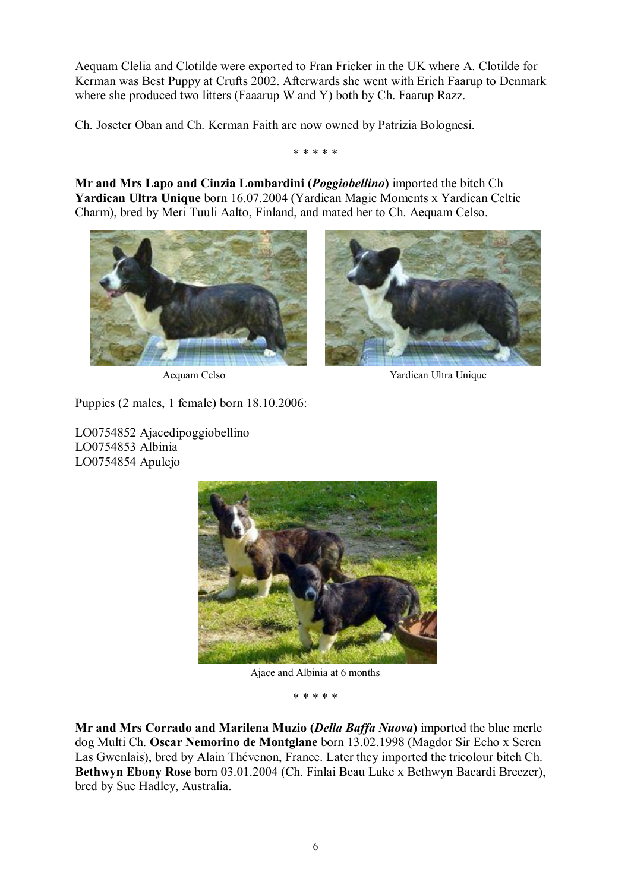Aequam Clelia and Clotilde were exported to Fran Fricker in the UK where A. Clotilde for Kerman was Best Puppy at Crufts 2002. Afterwards she went with Erich Faarup to Denmark where she produced two litters (Faaarup W and Y) both by Ch. Faarup Razz.

Ch. Joseter Oban and Ch. Kerman Faith are now owned by Patrizia Bolognesi.

\* \* \* \* \*

**Mr and Mrs Lapo and Cinzia Lombardini (*Poggiobellino*)** imported the bitch Ch **Yardican Ultra Unique** born 16.07.2004 (Yardican Magic Moments x Yardican Celtic Charm), bred by Meri Tuuli Aalto, Finland, and mated her to Ch. Aequam Celso.

Aequam Celso

Yardican Ultra Unique

Puppies (2 males, 1 female) born 18.10.2006:

LO0754852 Ajacedipoggiobellino
LO0754853 Albinia
LO0754854 Apulejo

Ajace and Albinia at 6 months

\* \* \* \* \*

**Mr and Mrs Corrado and Marilena Muzio (*Della Baffa Nuova*)** imported the blue merle dog Multi Ch. **Oscar Nemorino de Montglane** born 13.02.1998 (Magdor Sir Echo x Seren Las Gwenlais), bred by Alain Thévenon, France. Later they imported the tricolour bitch Ch. **Bethwyn Ebony Rose** born 03.01.2004 (Ch. Finlai Beau Luke x Bethwyn Bacardi Breezer), bred by Sue Hadley, Australia.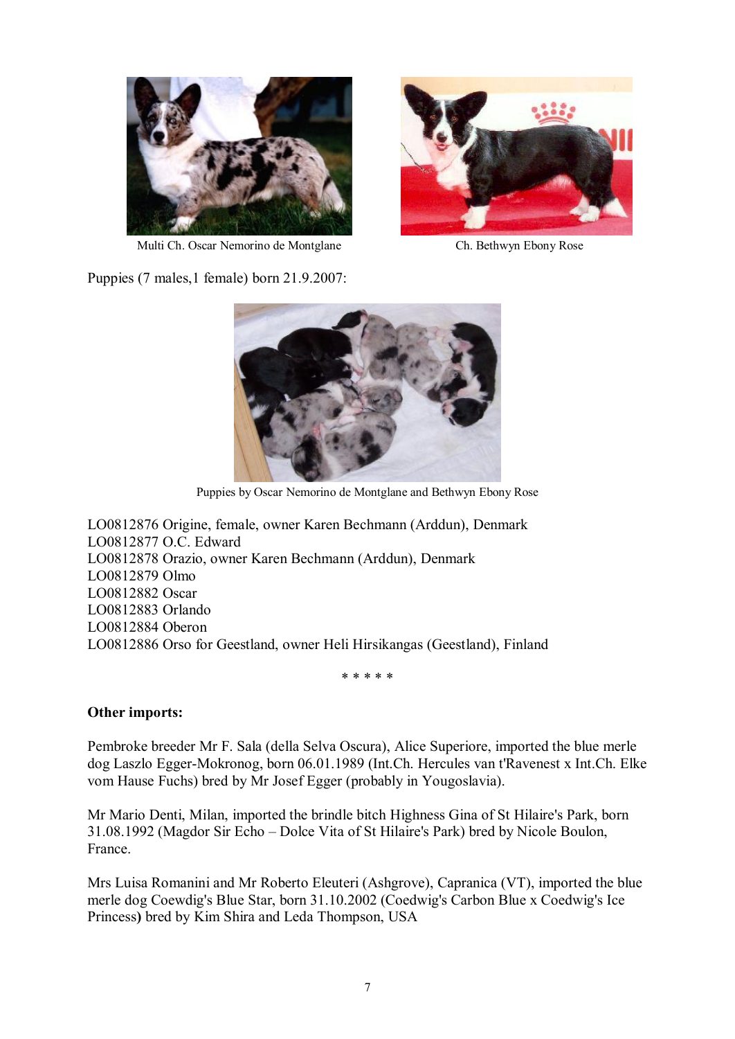Multi Ch. Oscar Nemorino de Montglane

Ch. Bethwyn Ebony Rose

Puppies (7 males,1 female) born 21.9.2007:

Puppies by Oscar Nemorino de Montglane and Bethwyn Ebony Rose

LO0812876 Origine, female, owner Karen Bechmann (Arddun), Denmark
LO0812877 O.C. Edward
LO0812878 Orazio, owner Karen Bechmann (Arddun), Denmark
LO0812879 Olmo
LO0812882 Oscar
LO0812883 Orlando
LO0812884 Oberon
LO0812886 Orso for Geestland, owner Heli Hirsikangas (Geestland), Finland

\* \* \* \* \*

**Other imports:**

Pembroke breeder Mr F. Sala (della Selva Oscura), Alice Superiore, imported the blue merle dog Laszlo Egger-Mokronog, born 06.01.1989 (Int.Ch. Hercules van t'Ravenest x Int.Ch. Elke vom Hause Fuchs) bred by Mr Josef Egger (probably in Yougoslavia).

Mr Mario Denti, Milan, imported the brindle bitch Highness Gina of St Hilaire's Park, born 31.08.1992 (Magdor Sir Echo – Dolce Vita of St Hilaire's Park) bred by Nicole Boulon, France.

Mrs Luisa Romanini and Mr Roberto Eleuteri (Ashgrove), Capranica (VT), imported the blue merle dog Coewdig's Blue Star, born 31.10.2002 (Coedwig's Carbon Blue x Coedwig's Ice Princess**)** bred by Kim Shira and Leda Thompson, USA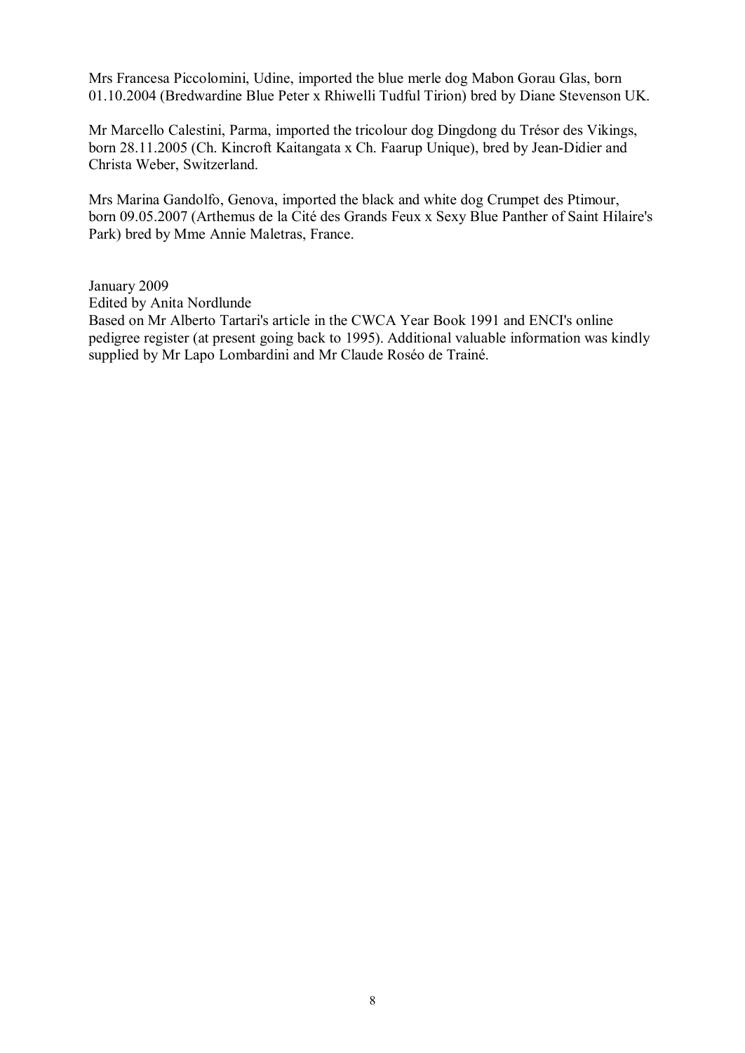Mrs Francesa Piccolomini, Udine, imported the blue merle dog Mabon Gorau Glas, born 01.10.2004 (Bredwardine Blue Peter x Rhiwelli Tudful Tirion) bred by Diane Stevenson UK.

Mr Marcello Calestini, Parma, imported the tricolour dog Dingdong du Trésor des Vikings, born 28.11.2005 (Ch. Kincroft Kaitangata x Ch. Faarup Unique), bred by Jean-Didier and Christa Weber, Switzerland.

Mrs Marina Gandolfo, Genova, imported the black and white dog Crumpet des Ptimour, born 09.05.2007 (Arthemus de la Cité des Grands Feux x Sexy Blue Panther of Saint Hilaire's Park) bred by Mme Annie Maletras, France.

January 2009
Edited by Anita Nordlunde
Based on Mr Alberto Tartari's article in the CWCA Year Book 1991 and ENCI's online pedigree register (at present going back to 1995). Additional valuable information was kindly supplied by Mr Lapo Lombardini and Mr Claude Roséo de Trainé.